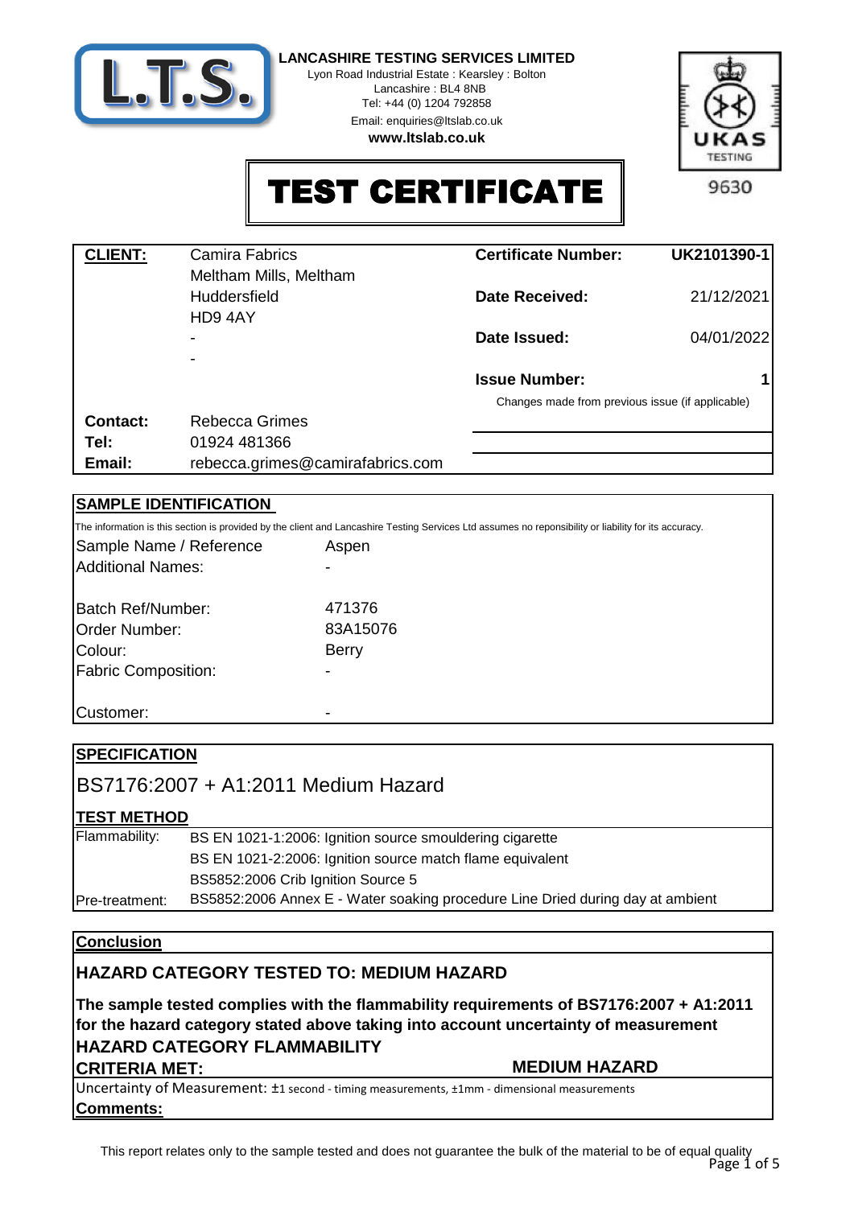**LANCASHIRE TESTING SERVICES LIMITED**
Lyon Road Industrial Estate : Kearsley : Bolton
Lancashire : BL4 8NB
Tel: +44 (0) 1204 792858
Email: enquiries@ltslab.co.uk
**www.ltslab.co.uk**

UKAS TESTING 9630

# TEST CERTIFICATE

| **CLIENT:** | Camira Fabrics | **Certificate Number:** | UK2101390-1 |
|---|---|---|---|
| | Meltham Mills, Meltham | | |
| | Huddersfield | **Date Received:** | 21/12/2021 |
| | HD9 4AY | | |
| | - | **Date Issued:** | 04/01/2022 |
| | - | | |
| | | **Issue Number:** | 1 |
| | | Changes made from previous issue (if applicable) | |
| **Contact:** | Rebecca Grimes | | |
| **Tel:** | 01924 481366 | | |
| **Email:** | rebecca.grimes@camirafabrics.com | | |

## SAMPLE IDENTIFICATION

The information is this section is provided by the client and Lancashire Testing Services Ltd assumes no reponsibility or liability for its accuracy.

| | |
|---|---|
| Sample Name / Reference | Aspen |
| Additional Names: | - |
| Batch Ref/Number: | 471376 |
| Order Number: | 83A15076 |
| Colour: | Berry |
| Fabric Composition: | - |
| Customer: | - |

## SPECIFICATION

BS7176:2007 + A1:2011 Medium Hazard

## TEST METHOD

| | |
|---|---|
| Flammability: | BS EN 1021-1:2006: Ignition source smouldering cigarette |
| | BS EN 1021-2:2006: Ignition source match flame equivalent |
| | BS5852:2006 Crib Ignition Source 5 |
| Pre-treatment: | BS5852:2006 Annex E - Water soaking procedure Line Dried during day at ambient |

## Conclusion

**HAZARD CATEGORY TESTED TO: MEDIUM HAZARD**

**The sample tested complies with the flammability requirements of BS7176:2007 + A1:2011 for the hazard category stated above taking into account uncertainty of measurement**

**HAZARD CATEGORY FLAMMABILITY CRITERIA MET:** **MEDIUM HAZARD**

Uncertainty of Measurement: ±1 second - timing measurements, ±1mm - dimensional measurements

**Comments:**

This report relates only to the sample tested and does not guarantee the bulk of the material to be of equal quality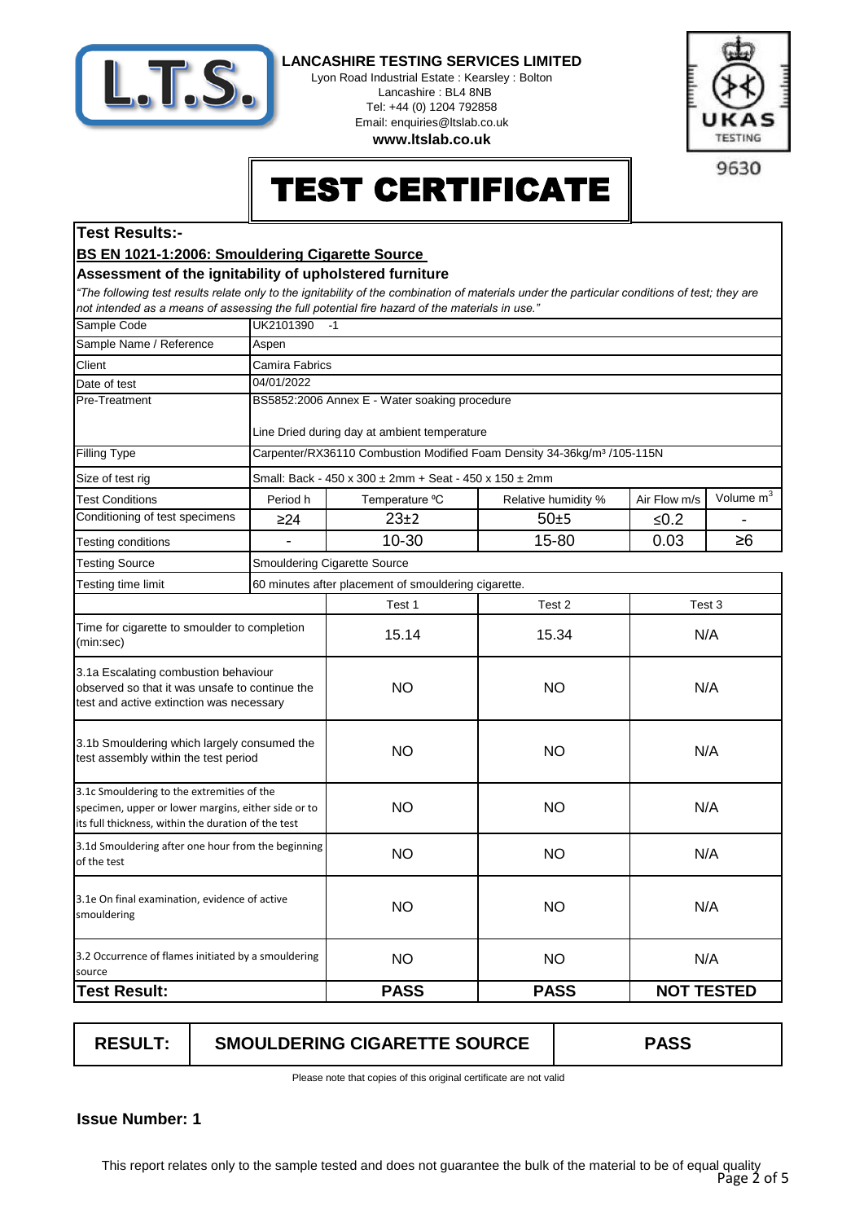**LANCASHIRE TESTING SERVICES LIMITED**
Lyon Road Industrial Estate : Kearsley : Bolton
Lancashire : BL4 8NB
Tel: +44 (0) 1204 792858
Email: enquiries@ltslab.co.uk
**www.ltslab.co.uk**

UKAS TESTING 9630

# TEST CERTIFICATE

## Test Results:-

**BS EN 1021-1:2006: Smouldering Cigarette Source**

**Assessment of the ignitability of upholstered furniture**

*"The following test results relate only to the ignitability of the combination of materials under the particular conditions of test; they are not intended as a means of assessing the full potential fire hazard of the materials in use."*

| | | | | | |
|---|---|---|---|---|---|
| Sample Code | UK2101390 -1 | | | | |
| Sample Name / Reference | Aspen | | | | |
| Client | Camira Fabrics | | | | |
| Date of test | 04/01/2022 | | | | |
| Pre-Treatment | BS5852:2006 Annex E - Water soaking procedure<br><br>Line Dried during day at ambient temperature | | | | |
| Filling Type | Carpenter/RX36110 Combustion Modified Foam Density 34-36kg/m³ /105-115N | | | | |
| Size of test rig | Small: Back - 450 x 300 ± 2mm + Seat - 450 x 150 ± 2mm | | | | |
| Test Conditions | Period h | Temperature ºC | Relative humidity % | Air Flow m/s | Volume m³ |
| Conditioning of test specimens | ≥24 | 23±2 | 50±5 | ≤0.2 | - |
| Testing conditions | - | 10-30 | 15-80 | 0.03 | ≥6 |
| Testing Source | Smouldering Cigarette Source | | | | |
| Testing time limit | 60 minutes after placement of smouldering cigarette. | | | | |

| | Test 1 | Test 2 | Test 3 |
|---|---|---|---|
| Time for cigarette to smoulder to completion (min:sec) | 15.14 | 15.34 | N/A |
| 3.1a Escalating combustion behaviour observed so that it was unsafe to continue the test and active extinction was necessary | NO | NO | N/A |
| 3.1b Smouldering which largely consumed the test assembly within the test period | NO | NO | N/A |
| 3.1c Smouldering to the extremities of the specimen, upper or lower margins, either side or to its full thickness, within the duration of the test | NO | NO | N/A |
| 3.1d Smouldering after one hour from the beginning of the test | NO | NO | N/A |
| 3.1e On final examination, evidence of active smouldering | NO | NO | N/A |
| 3.2 Occurrence of flames initiated by a smouldering source | NO | NO | N/A |
| **Test Result:** | **PASS** | **PASS** | **NOT TESTED** |

| **RESULT:** | **SMOULDERING CIGARETTE SOURCE** | **PASS** |
|---|---|---|

Please note that copies of this original certificate are not valid

**Issue Number: 1**

This report relates only to the sample tested and does not guarantee the bulk of the material to be of equal quality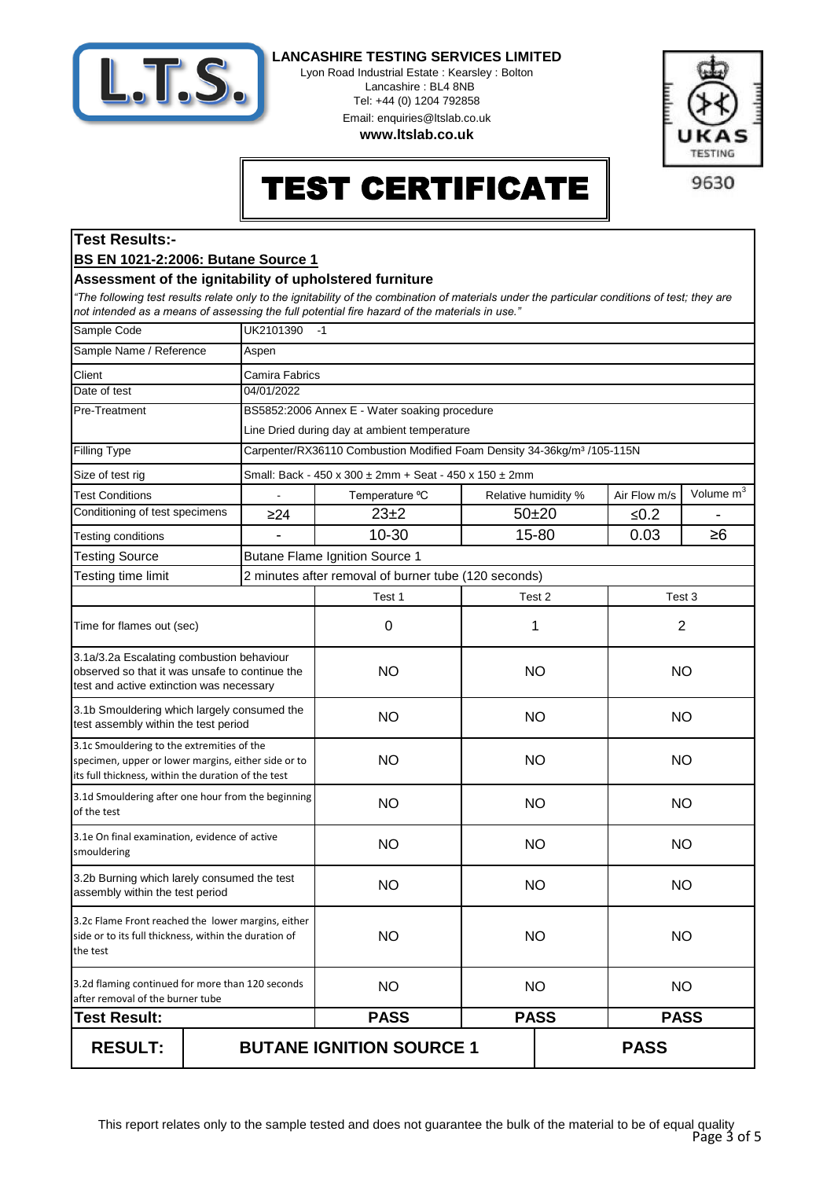**LANCASHIRE TESTING SERVICES LIMITED**

Lyon Road Industrial Estate : Kearsley : Bolton
Lancashire : BL4 8NB
Tel: +44 (0) 1204 792858
Email: enquiries@ltslab.co.uk
**www.ltslab.co.uk**

UKAS TESTING 9630

# TEST CERTIFICATE

## Test Results:-

### BS EN 1021-2:2006: Butane Source 1

### Assessment of the ignitability of upholstered furniture

*"The following test results relate only to the ignitability of the combination of materials under the particular conditions of test; they are not intended as a means of assessing the full potential fire hazard of the materials in use."*

| | | | | | |
|---|---|---|---|---|---|
| Sample Code | UK2101390 -1 | | | | |
| Sample Name / Reference | Aspen | | | | |
| Client | Camira Fabrics | | | | |
| Date of test | 04/01/2022 | | | | |
| Pre-Treatment | BS5852:2006 Annex E - Water soaking procedure<br>Line Dried during day at ambient temperature | | | | |
| Filling Type | Carpenter/RX36110 Combustion Modified Foam Density 34-36kg/m³ /105-115N | | | | |
| Size of test rig | Small: Back - 450 x 300 ± 2mm + Seat - 450 x 150 ± 2mm | | | | |
| Test Conditions | - | Temperature ºC | Relative humidity % | Air Flow m/s | Volume $m^3$ |
| Conditioning of test specimens | ≥24 | 23±2 | 50±20 | ≤0.2 | - |
| Testing conditions | - | 10-30 | 15-80 | 0.03 | ≥6 |
| Testing Source | Butane Flame Ignition Source 1 | | | | |
| Testing time limit | 2 minutes after removal of burner tube (120 seconds) | | | | |

| | Test 1 | Test 2 | Test 3 |
|---|---|---|---|
| Time for flames out (sec) | 0 | 1 | 2 |
| 3.1a/3.2a Escalating combustion behaviour observed so that it was unsafe to continue the test and active extinction was necessary | NO | NO | NO |
| 3.1b Smouldering which largely consumed the test assembly within the test period | NO | NO | NO |
| 3.1c Smouldering to the extremities of the specimen, upper or lower margins, either side or to its full thickness, within the duration of the test | NO | NO | NO |
| 3.1d Smouldering after one hour from the beginning of the test | NO | NO | NO |
| 3.1e On final examination, evidence of active smouldering | NO | NO | NO |
| 3.2b Burning which larely consumed the test assembly within the test period | NO | NO | NO |
| 3.2c Flame Front reached the lower margins, either side or to its full thickness, within the duration of the test | NO | NO | NO |
| 3.2d flaming continued for more than 120 seconds after removal of the burner tube | NO | NO | NO |
| **Test Result:** | **PASS** | **PASS** | **PASS** |

| **RESULT:** | **BUTANE IGNITION SOURCE 1** | **PASS** |
|---|---|---|

This report relates only to the sample tested and does not guarantee the bulk of the material to be of equal quality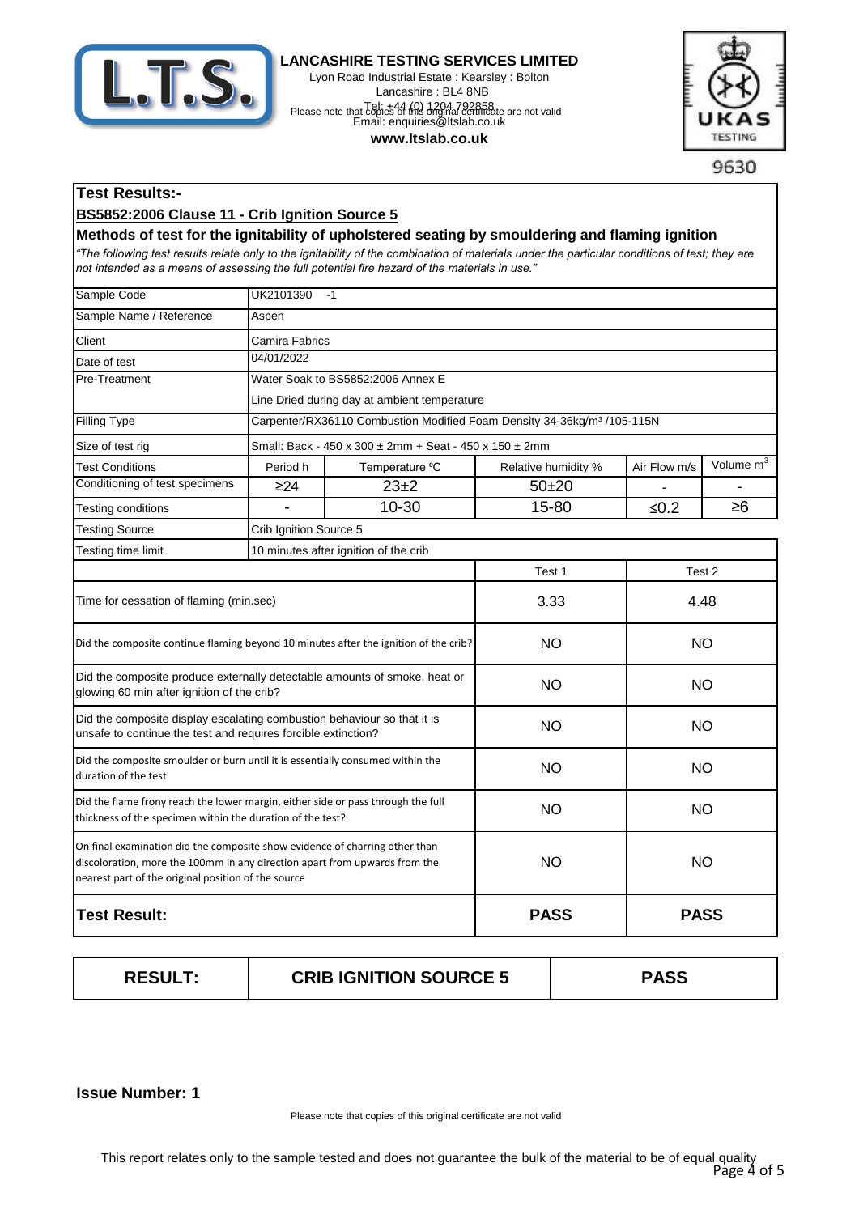**LANCASHIRE TESTING SERVICES LIMITED**
Lyon Road Industrial Estate : Kearsley : Bolton
Lancashire : BL4 8NB
Tel: +44 (0) 1204 792858
Email: enquiries@ltslab.co.uk
**www.ltslab.co.uk**

UKAS TESTING 9630

## Test Results:-

**BS5852:2006 Clause 11 - Crib Ignition Source 5**

### Methods of test for the ignitability of upholstered seating by smouldering and flaming ignition

*"The following test results relate only to the ignitability of the combination of materials under the particular conditions of test; they are not intended as a means of assessing the full potential fire hazard of the materials in use."*

| | | | | | |
|---|---|---|---|---|---|
| Sample Code | UK2101390 -1 | | | | |
| Sample Name / Reference | Aspen | | | | |
| Client | Camira Fabrics | | | | |
| Date of test | 04/01/2022 | | | | |
| Pre-Treatment | Water Soak to BS5852:2006 Annex E<br>Line Dried during day at ambient temperature | | | | |
| Filling Type | Carpenter/RX36110 Combustion Modified Foam Density 34-36kg/m³ /105-115N | | | | |
| Size of test rig | Small: Back - 450 x 300 ± 2mm + Seat - 450 x 150 ± 2mm | | | | |
| Test Conditions | Period h | Temperature ºC | Relative humidity % | Air Flow m/s | Volume $m^3$ |
| Conditioning of test specimens | ≥24 | 23±2 | 50±20 | - | - |
| Testing conditions | - | 10-30 | 15-80 | ≤0.2 | ≥6 |
| Testing Source | Crib Ignition Source 5 | | | | |
| Testing time limit | 10 minutes after ignition of the crib | | | | |

| | Test 1 | Test 2 |
|---|---|---|
| Time for cessation of flaming (min.sec) | 3.33 | 4.48 |
| Did the composite continue flaming beyond 10 minutes after the ignition of the crib? | NO | NO |
| Did the composite produce externally detectable amounts of smoke, heat or glowing 60 min after ignition of the crib? | NO | NO |
| Did the composite display escalating combustion behaviour so that it is unsafe to continue the test and requires forcible extinction? | NO | NO |
| Did the composite smoulder or burn until it is essentially consumed within the duration of the test | NO | NO |
| Did the flame frony reach the lower margin, either side or pass through the full thickness of the specimen within the duration of the test? | NO | NO |
| On final examination did the composite show evidence of charring other than discoloration, more the 100mm in any direction apart from upwards from the nearest part of the original position of the source | NO | NO |
| **Test Result:** | **PASS** | **PASS** |

| **RESULT:** | **CRIB IGNITION SOURCE 5** | **PASS** |
|---|---|---|

**Issue Number: 1**

Please note that copies of this original certificate are not valid

This report relates only to the sample tested and does not guarantee the bulk of the material to be of equal quality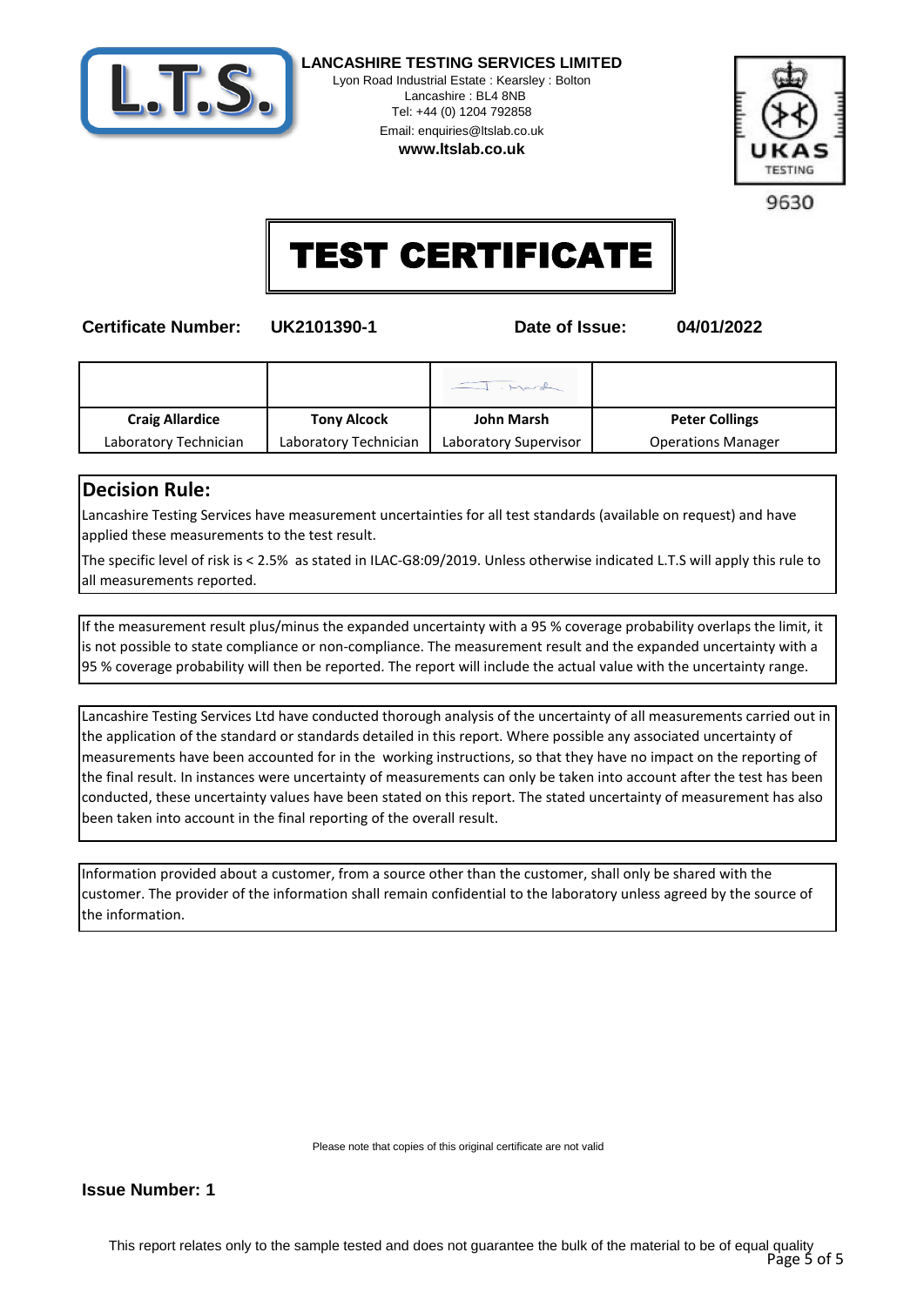**LANCASHIRE TESTING SERVICES LIMITED**
Lyon Road Industrial Estate : Kearsley : Bolton
Lancashire : BL4 8NB
Tel: +44 (0) 1204 792858
Email: enquiries@ltslab.co.uk
**www.ltslab.co.uk**

UKAS TESTING
9630

# TEST CERTIFICATE

**Certificate Number:** UK2101390-1 **Date of Issue:** 04/01/2022

| | | | |
|---|---|---|---|
| **Craig Allardice** | **Tony Alcock** | **John Marsh** | **Peter Collings** |
| Laboratory Technician | Laboratory Technician | Laboratory Supervisor | Operations Manager |

## Decision Rule:

Lancashire Testing Services have measurement uncertainties for all test standards (available on request) and have applied these measurements to the test result.

The specific level of risk is < 2.5% as stated in ILAC-G8:09/2019. Unless otherwise indicated L.T.S will apply this rule to all measurements reported.

If the measurement result plus/minus the expanded uncertainty with a 95 % coverage probability overlaps the limit, it is not possible to state compliance or non-compliance. The measurement result and the expanded uncertainty with a 95 % coverage probability will then be reported. The report will include the actual value with the uncertainty range.

Lancashire Testing Services Ltd have conducted thorough analysis of the uncertainty of all measurements carried out in the application of the standard or standards detailed in this report. Where possible any associated uncertainty of measurements have been accounted for in the working instructions, so that they have no impact on the reporting of the final result. In instances were uncertainty of measurements can only be taken into account after the test has been conducted, these uncertainty values have been stated on this report. The stated uncertainty of measurement has also been taken into account in the final reporting of the overall result.

Information provided about a customer, from a source other than the customer, shall only be shared with the customer. The provider of the information shall remain confidential to the laboratory unless agreed by the source of the information.

Please note that copies of this original certificate are not valid

**Issue Number: 1**

This report relates only to the sample tested and does not guarantee the bulk of the material to be of equal quality